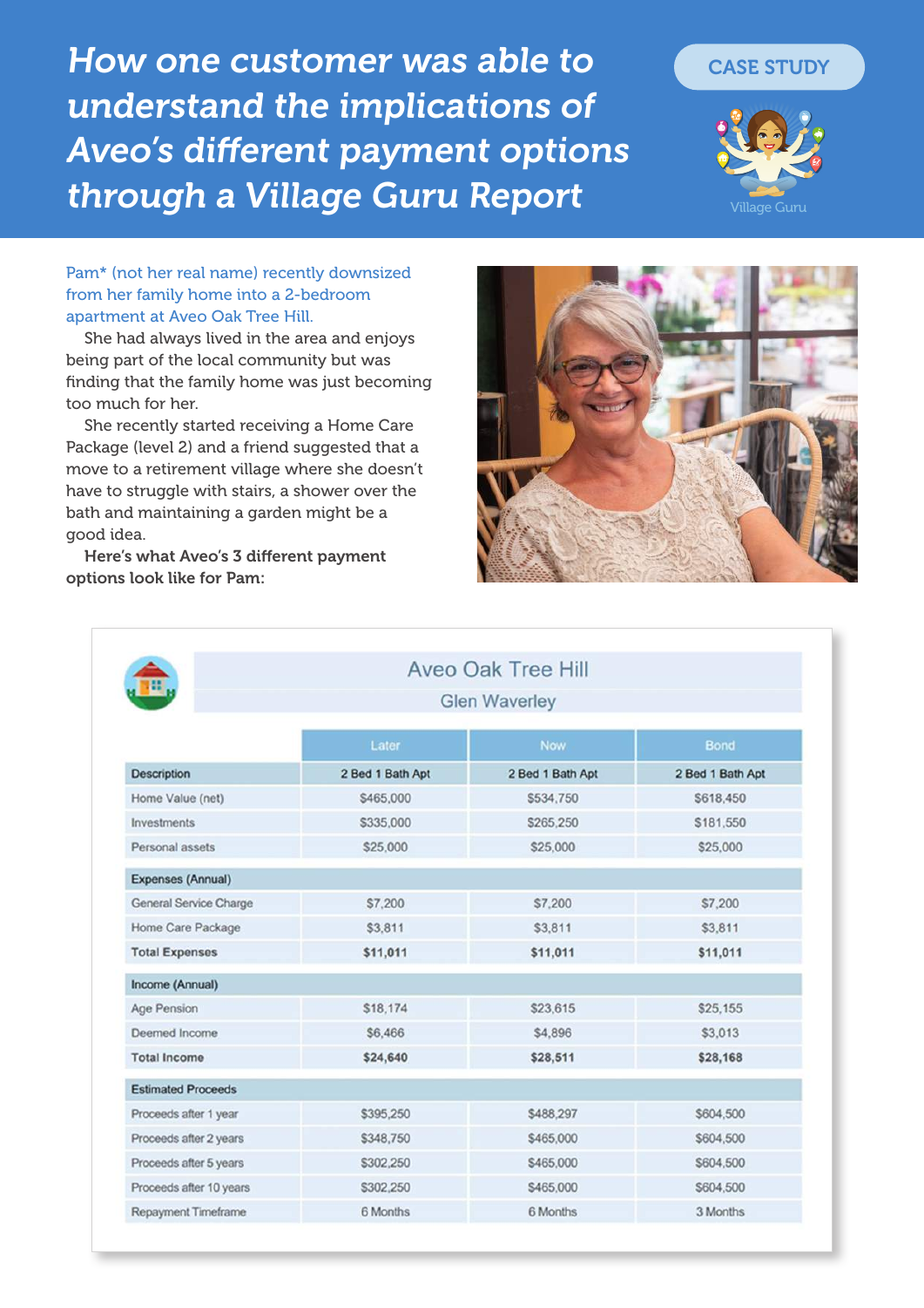# *How one customer was able to understand the implications of Aveo's different payment options through a Village Guru Report*

CASE STUDY

Village Guru

Pam* (not her real name) recently downsized from her family home into a 2-bedroom apartment at Aveo Oak Tree Hill.

She had always lived in the area and enjoys being part of the local community but was finding that the family home was just becoming too much for her.

She recently started receiving a Home Care Package (level 2) and a friend suggested that a move to a retirement village where she doesn't have to struggle with stairs, a shower over the bath and maintaining a garden might be a good idea.

**Here's what Aveo's 3 different payment options look like for Pam:**

## Aveo Oak Tree Hill

### Glen Waverley

| | Later | Now | Bond |
|---|---|---|---|
| **Description** | 2 Bed 1 Bath Apt | 2 Bed 1 Bath Apt | 2 Bed 1 Bath Apt |
| Home Value (net) | $465,000 | $534,750 | $618,450 |
| Investments | $335,000 | $265,250 | $181,550 |
| Personal assets | $25,000 | $25,000 | $25,000 |
| **Expenses (Annual)** | | | |
| General Service Charge | $7,200 | $7,200 | $7,200 |
| Home Care Package | $3,811 | $3,811 | $3,811 |
| **Total Expenses** | **$11,011** | **$11,011** | **$11,011** |
| **Income (Annual)** | | | |
| Age Pension | $18,174 | $23,615 | $25,155 |
| Deemed Income | $6,466 | $4,896 | $3,013 |
| **Total Income** | **$24,640** | **$28,511** | **$28,168** |
| **Estimated Proceeds** | | | |
| Proceeds after 1 year | $395,250 | $488,297 | $604,500 |
| Proceeds after 2 years | $348,750 | $465,000 | $604,500 |
| Proceeds after 5 years | $302,250 | $465,000 | $604,500 |
| Proceeds after 10 years | $302,250 | $465,000 | $604,500 |
| Repayment Timeframe | 6 Months | 6 Months | 3 Months |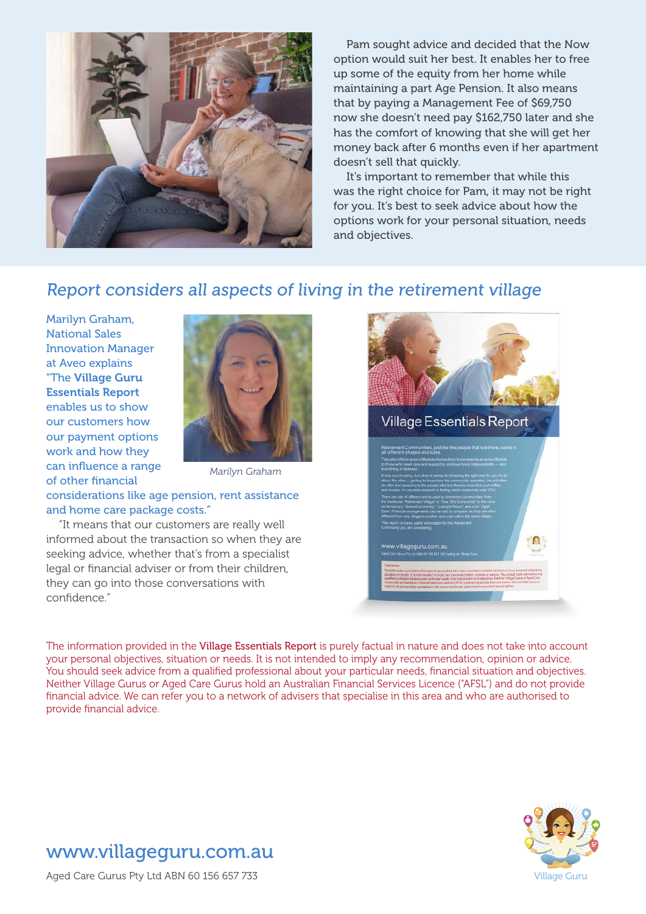Pam sought advice and decided that the Now option would suit her best. It enables her to free up some of the equity from her home while maintaining a part Age Pension. It also means that by paying a Management Fee of $69,750 now she doesn't need pay $162,750 later and she has the comfort of knowing that she will get her money back after 6 months even if her apartment doesn't sell that quickly.

It's important to remember that while this was the right choice for Pam, it may not be right for you. It's best to seek advice about how the options work for your personal situation, needs and objectives.

## *Report considers all aspects of living in the retirement village*

Marilyn Graham, National Sales Innovation Manager at Aveo explains "The **Village Guru Essentials Report** enables us to show our customers how our payment options work and how they can influence a range of other financial considerations like age pension, rent assistance and home care package costs."

*Marilyn Graham*

"It means that our customers are really well informed about the transaction so when they are seeking advice, whether that's from a specialist legal or financial adviser or from their children, they can go into those conversations with confidence."

The information provided in the **Village Essentials Report** is purely factual in nature and does not take into account your personal objectives, situation or needs. It is not intended to imply any recommendation, opinion or advice. You should seek advice from a qualified professional about your particular needs, financial situation and objectives. Neither Village Gurus or Aged Care Gurus hold an Australian Financial Services Licence ("AFSL") and do not provide financial advice. We can refer you to a network of advisers that specialise in this area and who are authorised to provide financial advice.

www.villageguru.com.au

Aged Care Gurus Pty Ltd ABN 60 156 657 733